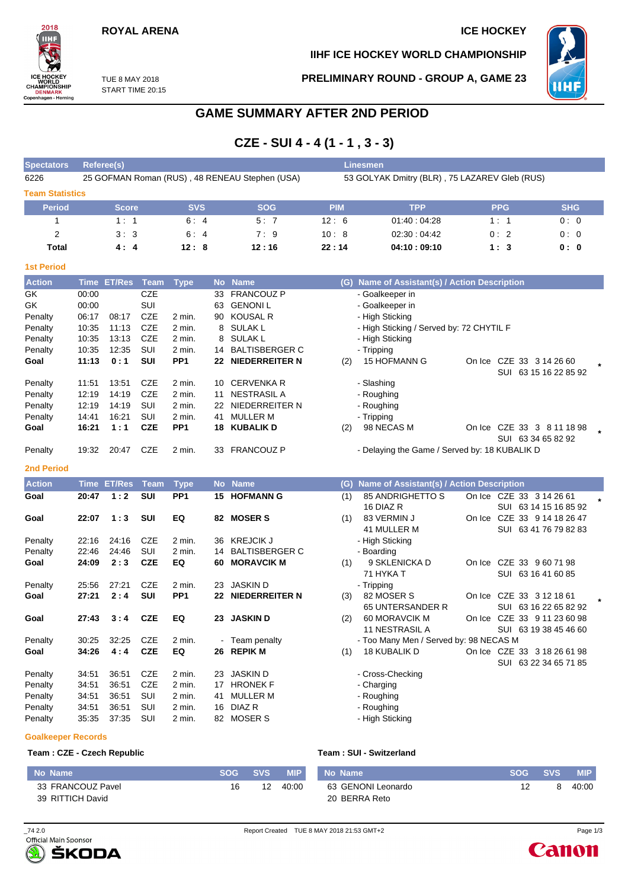ROYAL ARENA

ICE HOCKEY

IIHF ICE HOCKEY WORLD CHAMPIONSHIP

TUE 8 MAY 2018
START TIME 20:15

PRELIMINARY ROUND - GROUP A, GAME 23

# GAME SUMMARY AFTER 2ND PERIOD

## CZE - SUI 4 - 4 (1 - 1 , 3 - 3)

| Spectators | Referee(s) | Linesmen |
|---|---|---|
| 6226 | 25 GOFMAN Roman (RUS) , 48 RENEAU Stephen (USA) | 53 GOLYAK Dmitry (BLR) , 75 LAZAREV Gleb (RUS) |

### Team Statistics

| Period | Score | SVS | SOG | PIM | TPP | PPG | SHG |
|---|---|---|---|---|---|---|---|
| 1 | 1 : 1 | 6 : 4 | 5 : 7 | 12 : 6 | 01:40 : 04:28 | 1 : 1 | 0 : 0 |
| 2 | 3 : 3 | 6 : 4 | 7 : 9 | 10 : 8 | 02:30 : 04:42 | 0 : 2 | 0 : 0 |
| **Total** | **4 : 4** | **12 : 8** | **12 : 16** | **22 : 14** | **04:10 : 09:10** | **1 : 3** | **0 : 0** |

### 1st Period

| Action | Time | ET/Res | Team | Type | No | Name | (G) | Name of Assistant(s) / Action Description | On Ice | |
|---|---|---|---|---|---|---|---|---|---|---|
| GK | 00:00 | | CZE | | 33 | FRANCOUZ P | | - Goalkeeper in | | |
| GK | 00:00 | | SUI | | 63 | GENONI L | | - Goalkeeper in | | |
| Penalty | 06:17 | 08:17 | CZE | 2 min. | 90 | KOUSAL R | | - High Sticking | | |
| Penalty | 10:35 | 11:13 | CZE | 2 min. | 8 | SULAK L | | - High Sticking / Served by: 72 CHYTIL F | | |
| Penalty | 10:35 | 13:13 | CZE | 2 min. | 8 | SULAK L | | - High Sticking | | |
| Penalty | 10:35 | 12:35 | SUI | 2 min. | 14 | BALTISBERGER C | | - Tripping | | |
| **Goal** | **11:13** | **0 : 1** | **SUI** | **PP1** | **22** | **NIEDERREITER N** | (2) | 15 HOFMANN G | On Ice CZE 33 3 14 26 60<br>SUI 63 15 16 22 85 92 | * |
| Penalty | 11:51 | 13:51 | CZE | 2 min. | 10 | CERVENKA R | | - Slashing | | |
| Penalty | 12:19 | 14:19 | CZE | 2 min. | 11 | NESTRASIL A | | - Roughing | | |
| Penalty | 12:19 | 14:19 | SUI | 2 min. | 22 | NIEDERREITER N | | - Roughing | | |
| Penalty | 14:41 | 16:21 | SUI | 2 min. | 41 | MULLER M | | - Tripping | | |
| **Goal** | **16:21** | **1 : 1** | **CZE** | **PP1** | **18** | **KUBALIK D** | (2) | 98 NECAS M | On Ice CZE 33 3 8 11 18 98<br>SUI 63 34 65 82 92 | * |
| Penalty | 19:32 | 20:47 | CZE | 2 min. | 33 | FRANCOUZ P | | - Delaying the Game / Served by: 18 KUBALIK D | | |

### 2nd Period

| Action | Time | ET/Res | Team | Type | No | Name | (G) | Name of Assistant(s) / Action Description | On Ice | |
|---|---|---|---|---|---|---|---|---|---|---|
| **Goal** | **20:47** | **1 : 2** | **SUI** | **PP1** | **15** | **HOFMANN G** | (1) | 85 ANDRIGHETTO S<br>16 DIAZ R | On Ice CZE 33 3 14 26 61<br>SUI 63 14 15 16 85 92 | * |
| **Goal** | **22:07** | **1 : 3** | **SUI** | **EQ** | **82** | **MOSER S** | (1) | 83 VERMIN J<br>41 MULLER M | On Ice CZE 33 9 14 18 26 47<br>SUI 63 41 76 79 82 83 | |
| Penalty | 22:16 | 24:16 | CZE | 2 min. | 36 | KREJCIK J | | - High Sticking | | |
| Penalty | 22:46 | 24:46 | SUI | 2 min. | 14 | BALTISBERGER C | | - Boarding | | |
| **Goal** | **24:09** | **2 : 3** | **CZE** | **EQ** | **60** | **MORAVCIK M** | (1) | 9 SKLENICKA D<br>71 HYKA T | On Ice CZE 33 9 60 71 98<br>SUI 63 16 41 60 85 | |
| Penalty | 25:56 | 27:21 | CZE | 2 min. | 23 | JASKIN D | | - Tripping | | |
| **Goal** | **27:21** | **2 : 4** | **SUI** | **PP1** | **22** | **NIEDERREITER N** | (3) | 82 MOSER S<br>65 UNTERSANDER R | On Ice CZE 33 3 12 18 61<br>SUI 63 16 22 65 82 92 | * |
| **Goal** | **27:43** | **3 : 4** | **CZE** | **EQ** | **23** | **JASKIN D** | (2) | 60 MORAVCIK M<br>11 NESTRASIL A | On Ice CZE 33 9 11 23 60 98<br>SUI 63 19 38 45 46 60 | |
| Penalty | 30:25 | 32:25 | CZE | 2 min. | - | Team penalty | | - Too Many Men / Served by: 98 NECAS M | | |
| **Goal** | **34:26** | **4 : 4** | **CZE** | **EQ** | **26** | **REPIK M** | (1) | 18 KUBALIK D | On Ice CZE 33 3 18 26 61 98<br>SUI 63 22 34 65 71 85 | |
| Penalty | 34:51 | 36:51 | CZE | 2 min. | 23 | JASKIN D | | - Cross-Checking | | |
| Penalty | 34:51 | 36:51 | CZE | 2 min. | 17 | HRONEK F | | - Charging | | |
| Penalty | 34:51 | 36:51 | SUI | 2 min. | 41 | MULLER M | | - Roughing | | |
| Penalty | 34:51 | 36:51 | SUI | 2 min. | 16 | DIAZ R | | - Roughing | | |
| Penalty | 35:35 | 37:35 | SUI | 2 min. | 82 | MOSER S | | - High Sticking | | |

### Goalkeeper Records

**Team : CZE - Czech Republic**

| No Name | SOG | SVS | MIP |
|---|---|---|---|
| 33 FRANCOUZ Pavel | 16 | 12 | 40:00 |
| 39 RITTICH David | | | |

**Team : SUI - Switzerland**

| No Name | SOG | SVS | MIP |
|---|---|---|---|
| 63 GENONI Leonardo | 12 | 8 | 40:00 |
| 20 BERRA Reto | | | |

_74 2.0　　Report Created TUE 8 MAY 2018 21:53 GMT+2

Official Main Sponsor ŠKODA　　Canon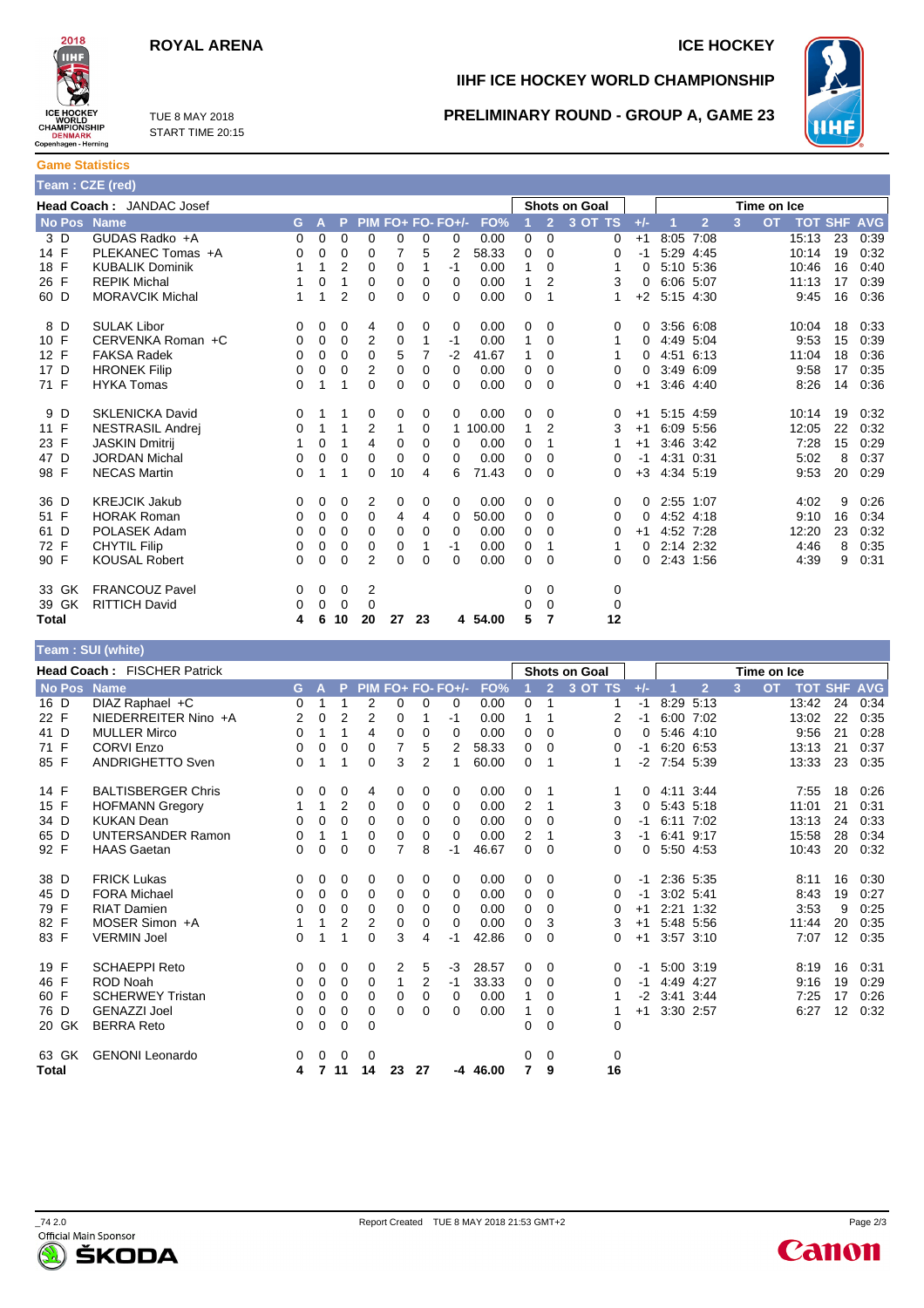ROYAL ARENA

ICE HOCKEY

TUE 8 MAY 2018
START TIME 20:15

# IIHF ICE HOCKEY WORLD CHAMPIONSHIP

## PRELIMINARY ROUND - GROUP A, GAME 23

### Game Statistics

**Team : CZE (red)**

**Head Coach :** JANDAC Josef

| No | Pos | Name | G | A | P | PIM | FO+ | FO- | FO+/- | FO% | SoG 1 | SoG 2 | SoG 3 | SoG OT | SoG TS | +/- | TOI 1 | TOI 2 | TOI 3 | TOI OT | TOT | SHF | AVG |
|---|---|---|---|---|---|---|---|---|---|---|---|---|---|---|---|---|---|---|---|---|---|---|---|
| 3 | D | GUDAS Radko +A | 0 | 0 | 0 | 0 | 0 | 0 | 0 | 0.00 | 0 | 0 | | | 0 | +1 | 8:05 | 7:08 | | | 15:13 | 23 | 0:39 |
| 14 | F | PLEKANEC Tomas +A | 0 | 0 | 0 | 0 | 7 | 5 | 2 | 58.33 | 0 | 0 | | | 0 | -1 | 5:29 | 4:45 | | | 10:14 | 19 | 0:32 |
| 18 | F | KUBALIK Dominik | 1 | 1 | 2 | 0 | 0 | 1 | -1 | 0.00 | 1 | 0 | | | 1 | 0 | 5:10 | 5:36 | | | 10:46 | 16 | 0:40 |
| 26 | F | REPIK Michal | 1 | 0 | 1 | 0 | 0 | 0 | 0 | 0.00 | 1 | 2 | | | 3 | 0 | 6:06 | 5:07 | | | 11:13 | 17 | 0:39 |
| 60 | D | MORAVCIK Michal | 1 | 1 | 2 | 0 | 0 | 0 | 0 | 0.00 | 0 | 1 | | | 1 | +2 | 5:15 | 4:30 | | | 9:45 | 16 | 0:36 |
| 8 | D | SULAK Libor | 0 | 0 | 0 | 4 | 0 | 0 | 0 | 0.00 | 0 | 0 | | | 0 | 0 | 3:56 | 6:08 | | | 10:04 | 18 | 0:33 |
| 10 | F | CERVENKA Roman +C | 0 | 0 | 0 | 2 | 0 | 1 | -1 | 0.00 | 1 | 0 | | | 1 | 0 | 4:49 | 5:04 | | | 9:53 | 15 | 0:39 |
| 12 | F | FAKSA Radek | 0 | 0 | 0 | 0 | 5 | 7 | -2 | 41.67 | 1 | 0 | | | 1 | 0 | 4:51 | 6:13 | | | 11:04 | 18 | 0:36 |
| 17 | D | HRONEK Filip | 0 | 0 | 0 | 2 | 0 | 0 | 0 | 0.00 | 0 | 0 | | | 0 | 0 | 3:49 | 6:09 | | | 9:58 | 17 | 0:35 |
| 71 | F | HYKA Tomas | 0 | 1 | 1 | 0 | 0 | 0 | 0 | 0.00 | 0 | 0 | | | 0 | +1 | 3:46 | 4:40 | | | 8:26 | 14 | 0:36 |
| 9 | D | SKLENICKA David | 0 | 1 | 1 | 0 | 0 | 0 | 0 | 0.00 | 0 | 0 | | | 0 | +1 | 5:15 | 4:59 | | | 10:14 | 19 | 0:32 |
| 11 | F | NESTRASIL Andrej | 0 | 1 | 1 | 2 | 1 | 0 | 1 | 100.00 | 1 | 2 | | | 3 | +1 | 6:09 | 5:56 | | | 12:05 | 22 | 0:32 |
| 23 | F | JASKIN Dmitrij | 1 | 0 | 1 | 4 | 0 | 0 | 0 | 0.00 | 0 | 1 | | | 1 | +1 | 3:46 | 3:42 | | | 7:28 | 15 | 0:29 |
| 47 | D | JORDAN Michal | 0 | 0 | 0 | 0 | 0 | 0 | 0 | 0.00 | 0 | 0 | | | 0 | -1 | 4:31 | 0:31 | | | 5:02 | 8 | 0:37 |
| 98 | F | NECAS Martin | 0 | 1 | 1 | 0 | 10 | 4 | 6 | 71.43 | 0 | 0 | | | 0 | +3 | 4:34 | 5:19 | | | 9:53 | 20 | 0:29 |
| 36 | D | KREJCIK Jakub | 0 | 0 | 0 | 2 | 0 | 0 | 0 | 0.00 | 0 | 0 | | | 0 | 0 | 2:55 | 1:07 | | | 4:02 | 9 | 0:26 |
| 51 | F | HORAK Roman | 0 | 0 | 0 | 0 | 4 | 4 | 0 | 50.00 | 0 | 0 | | | 0 | 0 | 4:52 | 4:18 | | | 9:10 | 16 | 0:34 |
| 61 | D | POLASEK Adam | 0 | 0 | 0 | 0 | 0 | 0 | 0 | 0.00 | 0 | 0 | | | 0 | +1 | 4:52 | 7:28 | | | 12:20 | 23 | 0:32 |
| 72 | F | CHYTIL Filip | 0 | 0 | 0 | 0 | 0 | 1 | -1 | 0.00 | 0 | 1 | | | 1 | 0 | 2:14 | 2:32 | | | 4:46 | 8 | 0:35 |
| 90 | F | KOUSAL Robert | 0 | 0 | 0 | 2 | 0 | 0 | 0 | 0.00 | 0 | 0 | | | 0 | 0 | 2:43 | 1:56 | | | 4:39 | 9 | 0:31 |
| 33 | GK | FRANCOUZ Pavel | 0 | 0 | 0 | 2 | | | | | 0 | 0 | | | 0 | | | | | | | | |
| 39 | GK | RITTICH David | 0 | 0 | 0 | 0 | | | | | 0 | 0 | | | 0 | | | | | | | | |
| **Total** | | | **4** | **6** | **10** | **20** | **27** | **23** | **4** | **54.00** | **5** | **7** | | | **12** | | | | | | | | |

**Team : SUI (white)**

**Head Coach :** FISCHER Patrick

| No | Pos | Name | G | A | P | PIM | FO+ | FO- | FO+/- | FO% | SoG 1 | SoG 2 | SoG 3 | SoG OT | SoG TS | +/- | TOI 1 | TOI 2 | TOI 3 | TOI OT | TOT | SHF | AVG |
|---|---|---|---|---|---|---|---|---|---|---|---|---|---|---|---|---|---|---|---|---|---|---|---|
| 16 | D | DIAZ Raphael +C | 0 | 1 | 1 | 2 | 0 | 0 | 0 | 0.00 | 0 | 1 | | | 1 | -1 | 8:29 | 5:13 | | | 13:42 | 24 | 0:34 |
| 22 | F | NIEDERREITER Nino +A | 2 | 0 | 2 | 2 | 0 | 1 | -1 | 0.00 | 1 | 1 | | | 2 | -1 | 6:00 | 7:02 | | | 13:02 | 22 | 0:35 |
| 41 | D | MULLER Mirco | 0 | 1 | 1 | 4 | 0 | 0 | 0 | 0.00 | 0 | 0 | | | 0 | 0 | 5:46 | 4:10 | | | 9:56 | 21 | 0:28 |
| 71 | F | CORVI Enzo | 0 | 0 | 0 | 0 | 7 | 5 | 2 | 58.33 | 0 | 0 | | | 0 | -1 | 6:20 | 6:53 | | | 13:13 | 21 | 0:37 |
| 85 | F | ANDRIGHETTO Sven | 0 | 1 | 1 | 0 | 3 | 2 | 1 | 60.00 | 0 | 1 | | | 1 | -2 | 7:54 | 5:39 | | | 13:33 | 23 | 0:35 |
| 14 | F | BALTISBERGER Chris | 0 | 0 | 0 | 4 | 0 | 0 | 0 | 0.00 | 0 | 1 | | | 1 | 0 | 4:11 | 3:44 | | | 7:55 | 18 | 0:26 |
| 15 | F | HOFMANN Gregory | 1 | 1 | 2 | 0 | 0 | 0 | 0 | 0.00 | 2 | 1 | | | 3 | 0 | 5:43 | 5:18 | | | 11:01 | 21 | 0:31 |
| 34 | D | KUKAN Dean | 0 | 0 | 0 | 0 | 0 | 0 | 0 | 0.00 | 0 | 0 | | | 0 | -1 | 6:11 | 7:02 | | | 13:13 | 24 | 0:33 |
| 65 | D | UNTERSANDER Ramon | 0 | 1 | 1 | 0 | 0 | 0 | 0 | 0.00 | 2 | 1 | | | 3 | -1 | 6:41 | 9:17 | | | 15:58 | 28 | 0:34 |
| 92 | F | HAAS Gaetan | 0 | 0 | 0 | 0 | 7 | 8 | -1 | 46.67 | 0 | 0 | | | 0 | 0 | 5:50 | 4:53 | | | 10:43 | 20 | 0:32 |
| 38 | D | FRICK Lukas | 0 | 0 | 0 | 0 | 0 | 0 | 0 | 0.00 | 0 | 0 | | | 0 | -1 | 2:36 | 5:35 | | | 8:11 | 16 | 0:30 |
| 45 | D | FORA Michael | 0 | 0 | 0 | 0 | 0 | 0 | 0 | 0.00 | 0 | 0 | | | 0 | -1 | 3:02 | 5:41 | | | 8:43 | 19 | 0:27 |
| 79 | F | RIAT Damien | 0 | 0 | 0 | 0 | 0 | 0 | 0 | 0.00 | 0 | 0 | | | 0 | +1 | 2:21 | 1:32 | | | 3:53 | 9 | 0:25 |
| 82 | F | MOSER Simon +A | 1 | 1 | 2 | 2 | 0 | 0 | 0 | 0.00 | 0 | 3 | | | 3 | +1 | 5:48 | 5:56 | | | 11:44 | 20 | 0:35 |
| 83 | F | VERMIN Joel | 0 | 1 | 1 | 0 | 3 | 4 | -1 | 42.86 | 0 | 0 | | | 0 | +1 | 3:57 | 3:10 | | | 7:07 | 12 | 0:35 |
| 19 | F | SCHAEPPI Reto | 0 | 0 | 0 | 0 | 2 | 5 | -3 | 28.57 | 0 | 0 | | | 0 | -1 | 5:00 | 3:19 | | | 8:19 | 16 | 0:31 |
| 46 | F | ROD Noah | 0 | 0 | 0 | 0 | 1 | 2 | -1 | 33.33 | 0 | 0 | | | 0 | -1 | 4:49 | 4:27 | | | 9:16 | 19 | 0:29 |
| 60 | F | SCHERWEY Tristan | 0 | 0 | 0 | 0 | 0 | 0 | 0 | 0.00 | 1 | 0 | | | 1 | -2 | 3:41 | 3:44 | | | 7:25 | 17 | 0:26 |
| 76 | D | GENAZZI Joel | 0 | 0 | 0 | 0 | 0 | 0 | 0 | 0.00 | 1 | 0 | | | 1 | +1 | 3:30 | 2:57 | | | 6:27 | 12 | 0:32 |
| 20 | GK | BERRA Reto | 0 | 0 | 0 | 0 | | | | | 0 | 0 | | | 0 | | | | | | | | |
| 63 | GK | GENONI Leonardo | 0 | 0 | 0 | 0 | | | | | 0 | 0 | | | 0 | | | | | | | | |
| **Total** | | | **4** | **7** | **11** | **14** | **23** | **27** | **-4** | **46.00** | **7** | **9** | | | **16** | | | | | | | | |

_74 2.0

Report Created TUE 8 MAY 2018 21:53 GMT+2

Official Main Sponsor ŠKODA

Canon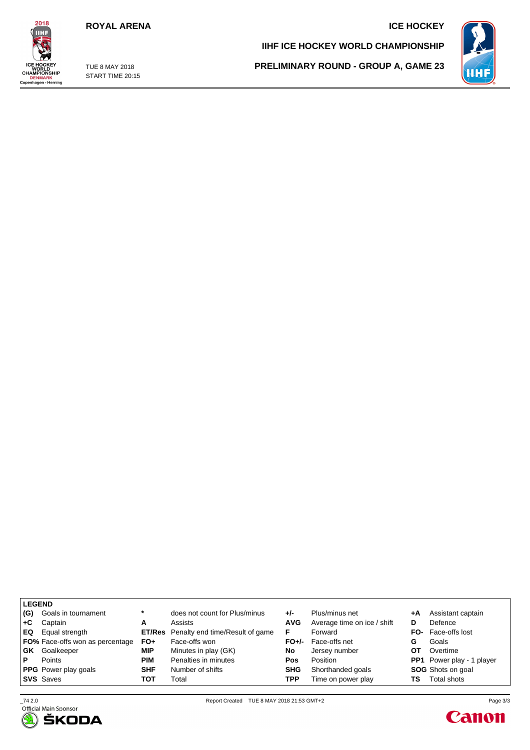## LEGEND

| | | | | | | | |
|---|---|---|---|---|---|---|---|
| **(G)** | Goals in tournament | **\*** | does not count for Plus/minus | **+/-** | Plus/minus net | **+A** | Assistant captain |
| **+C** | Captain | **A** | Assists | **AVG** | Average time on ice / shift | **D** | Defence |
| **EQ** | Equal strength | **ET/Res** | Penalty end time/Result of game | **F** | Forward | **FO-** | Face-offs lost |
| **FO%** | Face-offs won as percentage | **FO+** | Face-offs won | **FO+/-** | Face-offs net | **G** | Goals |
| **GK** | Goalkeeper | **MIP** | Minutes in play (GK) | **No** | Jersey number | **OT** | Overtime |
| **P** | Points | **PIM** | Penalties in minutes | **Pos** | Position | **PP1** | Power play - 1 player |
| **PPG** | Power play goals | **SHF** | Number of shifts | **SHG** | Shorthanded goals | **SOG** | Shots on goal |
| **SVS** | Saves | **TOT** | Total | **TPP** | Time on power play | **TS** | Total shots |